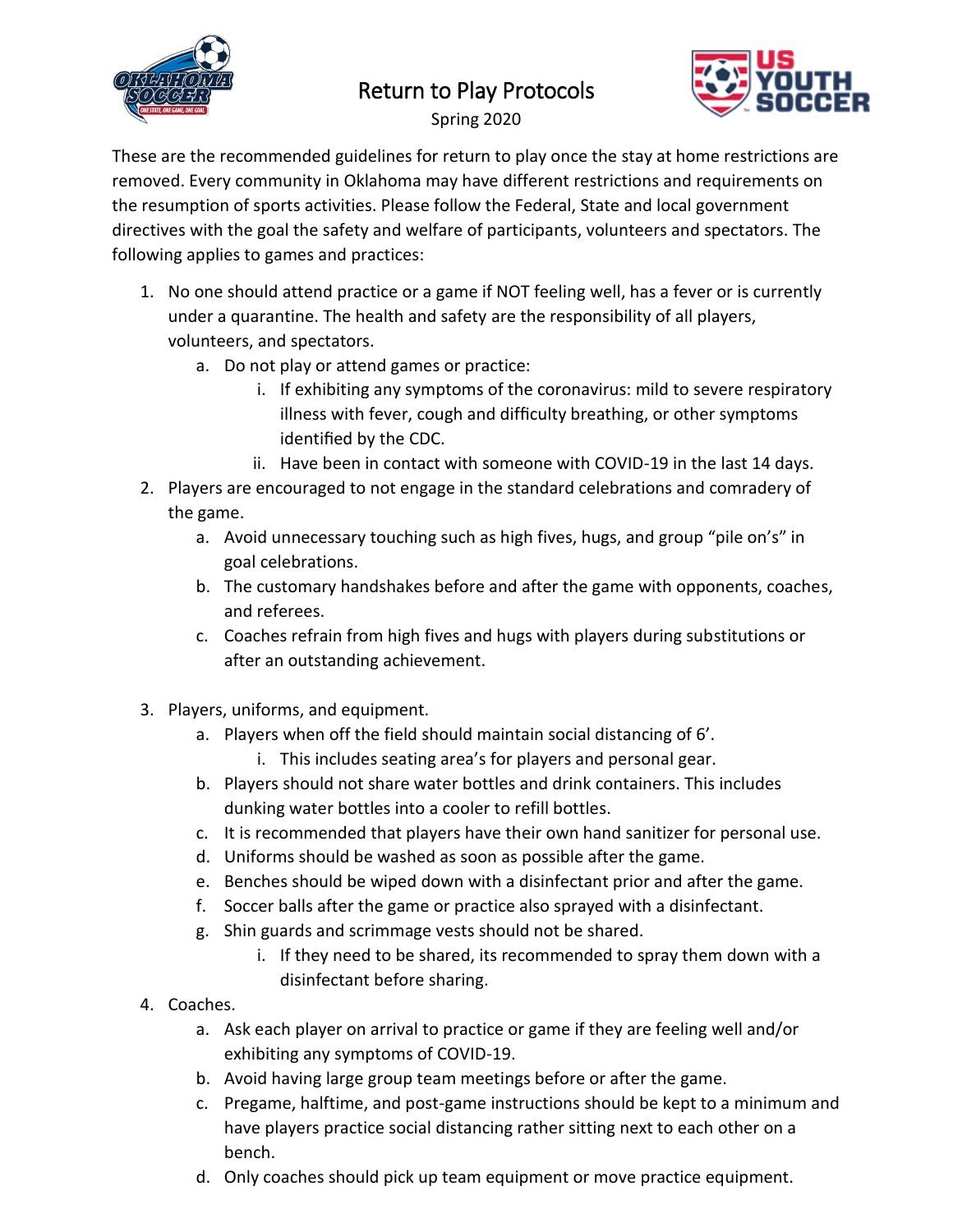# Return to Play Protocols

Spring 2020

These are the recommended guidelines for return to play once the stay at home restrictions are removed. Every community in Oklahoma may have different restrictions and requirements on the resumption of sports activities. Please follow the Federal, State and local government directives with the goal the safety and welfare of participants, volunteers and spectators. The following applies to games and practices:

1. No one should attend practice or a game if NOT feeling well, has a fever or is currently under a quarantine. The health and safety are the responsibility of all players, volunteers, and spectators.
   a. Do not play or attend games or practice:
      i. If exhibiting any symptoms of the coronavirus: mild to severe respiratory illness with fever, cough and difficulty breathing, or other symptoms identified by the CDC.
      ii. Have been in contact with someone with COVID-19 in the last 14 days.
2. Players are encouraged to not engage in the standard celebrations and comradery of the game.
   a. Avoid unnecessary touching such as high fives, hugs, and group "pile on's" in goal celebrations.
   b. The customary handshakes before and after the game with opponents, coaches, and referees.
   c. Coaches refrain from high fives and hugs with players during substitutions or after an outstanding achievement.
3. Players, uniforms, and equipment.
   a. Players when off the field should maintain social distancing of 6'.
      i. This includes seating area's for players and personal gear.
   b. Players should not share water bottles and drink containers. This includes dunking water bottles into a cooler to refill bottles.
   c. It is recommended that players have their own hand sanitizer for personal use.
   d. Uniforms should be washed as soon as possible after the game.
   e. Benches should be wiped down with a disinfectant prior and after the game.
   f. Soccer balls after the game or practice also sprayed with a disinfectant.
   g. Shin guards and scrimmage vests should not be shared.
      i. If they need to be shared, its recommended to spray them down with a disinfectant before sharing.
4. Coaches.
   a. Ask each player on arrival to practice or game if they are feeling well and/or exhibiting any symptoms of COVID-19.
   b. Avoid having large group team meetings before or after the game.
   c. Pregame, halftime, and post-game instructions should be kept to a minimum and have players practice social distancing rather sitting next to each other on a bench.
   d. Only coaches should pick up team equipment or move practice equipment.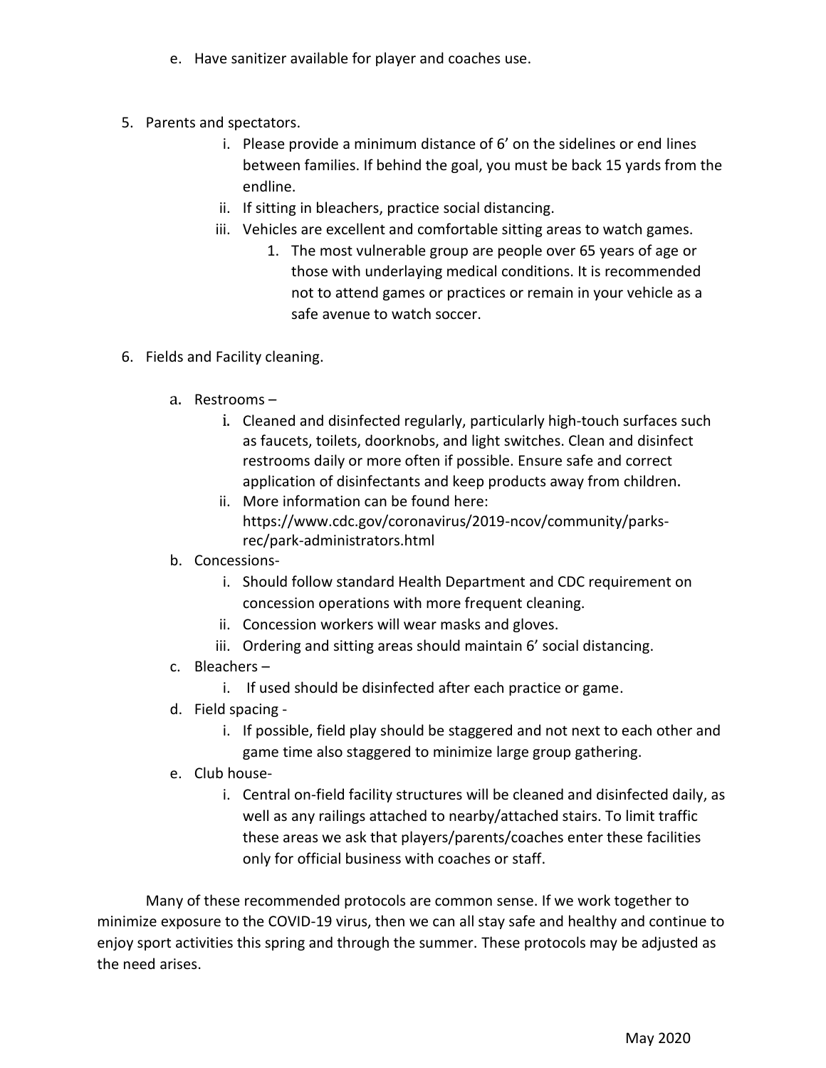e. Have sanitizer available for player and coaches use.

5. Parents and spectators.
   i. Please provide a minimum distance of 6’ on the sidelines or end lines between families. If behind the goal, you must be back 15 yards from the endline.
   ii. If sitting in bleachers, practice social distancing.
   iii. Vehicles are excellent and comfortable sitting areas to watch games.
      1. The most vulnerable group are people over 65 years of age or those with underlaying medical conditions. It is recommended not to attend games or practices or remain in your vehicle as a safe avenue to watch soccer.

6. Fields and Facility cleaning.

   a. Restrooms –
      i. Cleaned and disinfected regularly, particularly high-touch surfaces such as faucets, toilets, doorknobs, and light switches. Clean and disinfect restrooms daily or more often if possible. Ensure safe and correct application of disinfectants and keep products away from children.
      ii. More information can be found here: https://www.cdc.gov/coronavirus/2019-ncov/community/parks-rec/park-administrators.html
   b. Concessions-
      i. Should follow standard Health Department and CDC requirement on concession operations with more frequent cleaning.
      ii. Concession workers will wear masks and gloves.
      iii. Ordering and sitting areas should maintain 6’ social distancing.
   c. Bleachers –
      i. If used should be disinfected after each practice or game.
   d. Field spacing -
      i. If possible, field play should be staggered and not next to each other and game time also staggered to minimize large group gathering.
   e. Club house-
      i. Central on-field facility structures will be cleaned and disinfected daily, as well as any railings attached to nearby/attached stairs. To limit traffic these areas we ask that players/parents/coaches enter these facilities only for official business with coaches or staff.

Many of these recommended protocols are common sense. If we work together to minimize exposure to the COVID-19 virus, then we can all stay safe and healthy and continue to enjoy sport activities this spring and through the summer. These protocols may be adjusted as the need arises.

May 2020